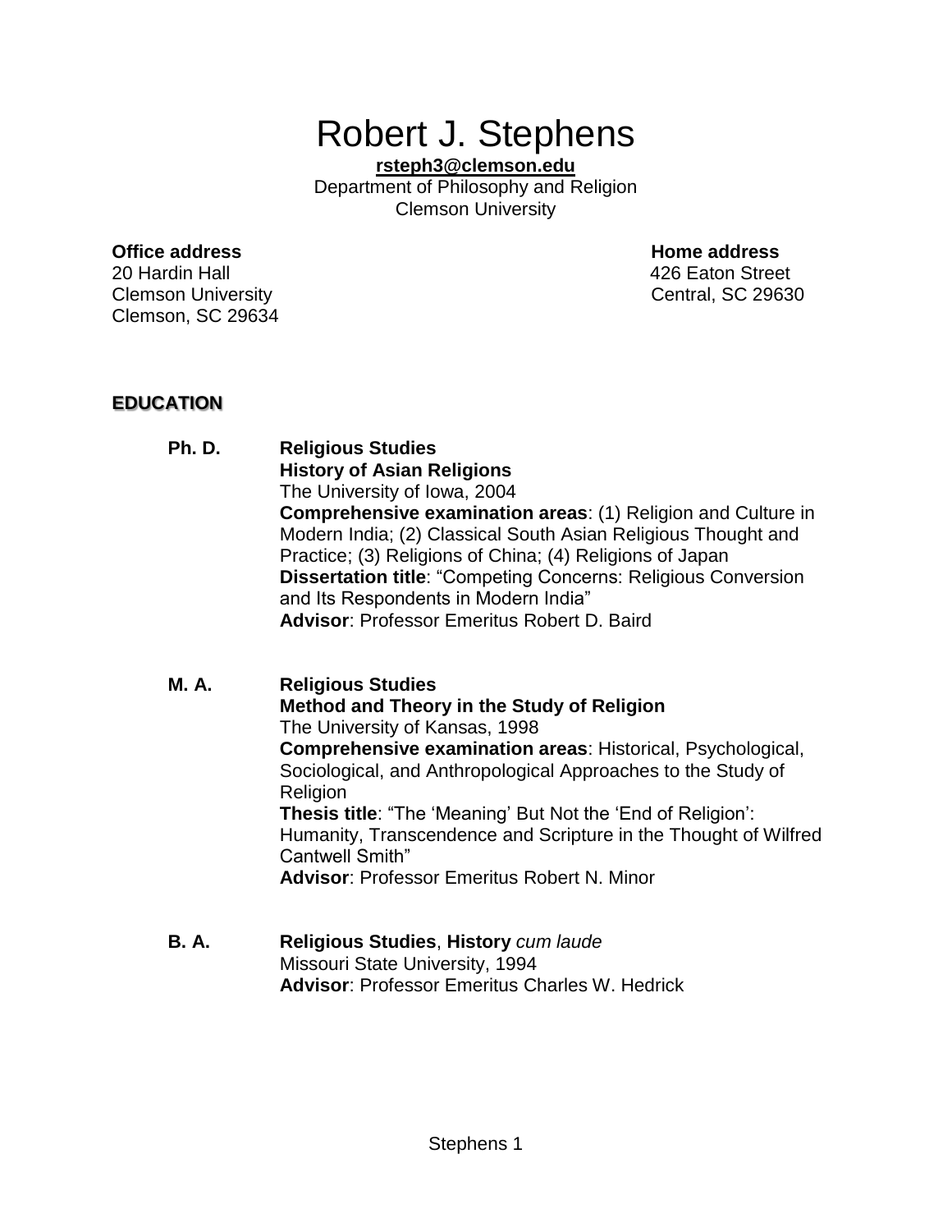# Robert J. Stephens

**rsteph3@clemson.edu**
Department of Philosophy and Religion
Clemson University

**Office address**
20 Hardin Hall
Clemson University
Clemson, SC 29634

**Home address**
426 Eaton Street
Central, SC 29630

## EDUCATION

**Ph. D.** **Religious Studies**
**History of Asian Religions**
The University of Iowa, 2004
**Comprehensive examination areas**: (1) Religion and Culture in Modern India; (2) Classical South Asian Religious Thought and Practice; (3) Religions of China; (4) Religions of Japan
**Dissertation title**: "Competing Concerns: Religious Conversion and Its Respondents in Modern India"
**Advisor**: Professor Emeritus Robert D. Baird

**M. A.** **Religious Studies**
**Method and Theory in the Study of Religion**
The University of Kansas, 1998
**Comprehensive examination areas**: Historical, Psychological, Sociological, and Anthropological Approaches to the Study of Religion
**Thesis title**: "The 'Meaning' But Not the 'End of Religion': Humanity, Transcendence and Scripture in the Thought of Wilfred Cantwell Smith"
**Advisor**: Professor Emeritus Robert N. Minor

**B. A.** **Religious Studies**, **History** *cum laude*
Missouri State University, 1994
**Advisor**: Professor Emeritus Charles W. Hedrick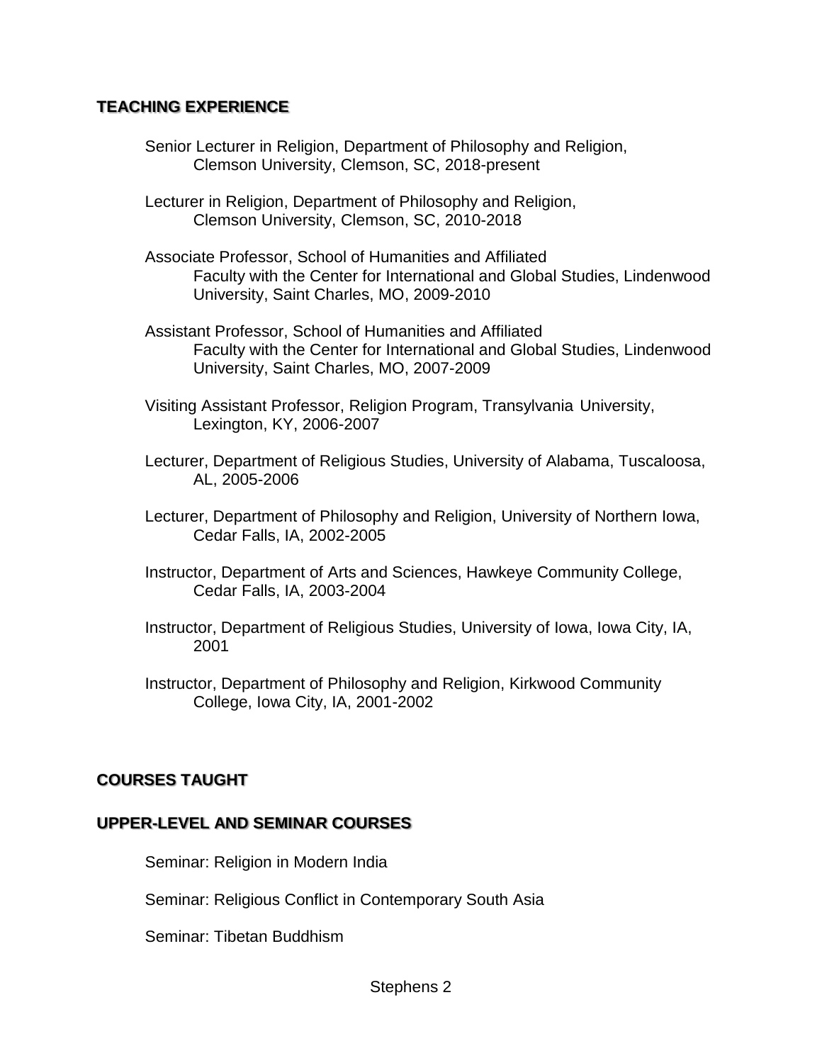## TEACHING EXPERIENCE

Senior Lecturer in Religion, Department of Philosophy and Religion, Clemson University, Clemson, SC, 2018-present

Lecturer in Religion, Department of Philosophy and Religion, Clemson University, Clemson, SC, 2010-2018

Associate Professor, School of Humanities and Affiliated Faculty with the Center for International and Global Studies, Lindenwood University, Saint Charles, MO, 2009-2010

Assistant Professor, School of Humanities and Affiliated Faculty with the Center for International and Global Studies, Lindenwood University, Saint Charles, MO, 2007-2009

Visiting Assistant Professor, Religion Program, Transylvania University, Lexington, KY, 2006-2007

Lecturer, Department of Religious Studies, University of Alabama, Tuscaloosa, AL, 2005-2006

Lecturer, Department of Philosophy and Religion, University of Northern Iowa, Cedar Falls, IA, 2002-2005

Instructor, Department of Arts and Sciences, Hawkeye Community College, Cedar Falls, IA, 2003-2004

Instructor, Department of Religious Studies, University of Iowa, Iowa City, IA, 2001

Instructor, Department of Philosophy and Religion, Kirkwood Community College, Iowa City, IA, 2001-2002

## COURSES TAUGHT

### UPPER-LEVEL AND SEMINAR COURSES

Seminar: Religion in Modern India

Seminar: Religious Conflict in Contemporary South Asia

Seminar: Tibetan Buddhism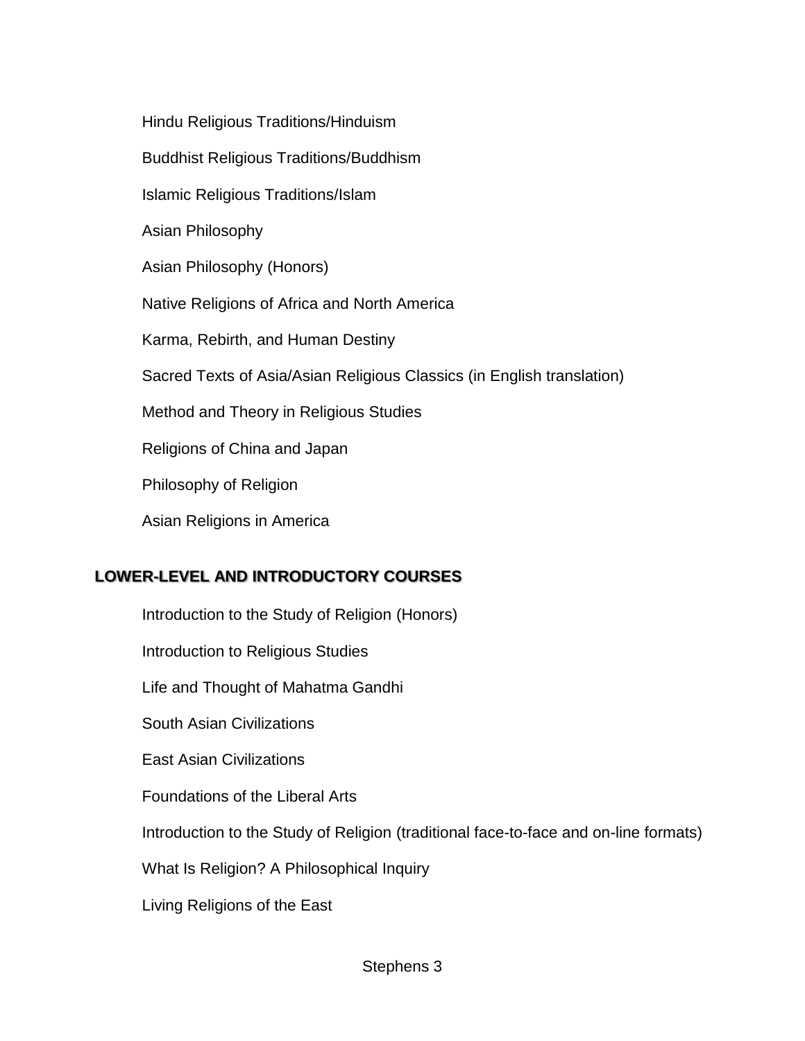Hindu Religious Traditions/Hinduism

Buddhist Religious Traditions/Buddhism

Islamic Religious Traditions/Islam

Asian Philosophy

Asian Philosophy (Honors)

Native Religions of Africa and North America

Karma, Rebirth, and Human Destiny

Sacred Texts of Asia/Asian Religious Classics (in English translation)

Method and Theory in Religious Studies

Religions of China and Japan

Philosophy of Religion

Asian Religions in America

## LOWER-LEVEL AND INTRODUCTORY COURSES

Introduction to the Study of Religion (Honors)

Introduction to Religious Studies

Life and Thought of Mahatma Gandhi

South Asian Civilizations

East Asian Civilizations

Foundations of the Liberal Arts

Introduction to the Study of Religion (traditional face-to-face and on-line formats)

What Is Religion? A Philosophical Inquiry

Living Religions of the East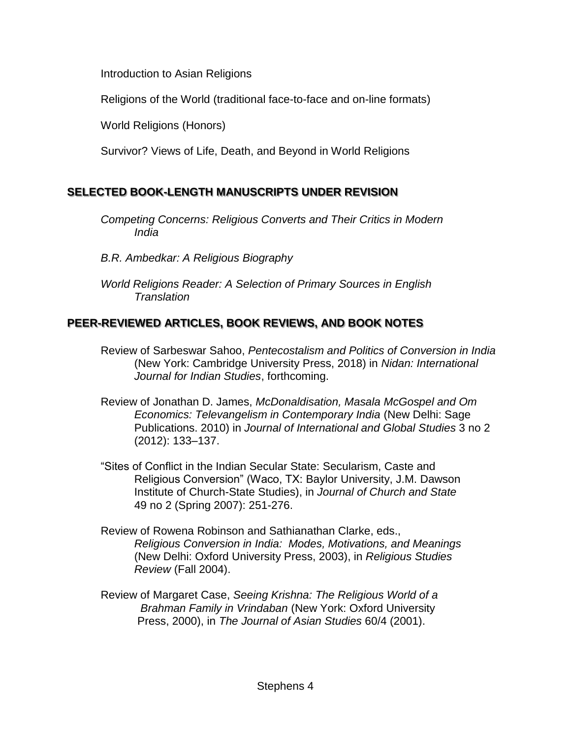Introduction to Asian Religions

Religions of the World (traditional face-to-face and on-line formats)

World Religions (Honors)

Survivor? Views of Life, Death, and Beyond in World Religions

## SELECTED BOOK-LENGTH MANUSCRIPTS UNDER REVISION

*Competing Concerns: Religious Converts and Their Critics in Modern India*

*B.R. Ambedkar: A Religious Biography*

*World Religions Reader: A Selection of Primary Sources in English Translation*

## PEER-REVIEWED ARTICLES, BOOK REVIEWS, AND BOOK NOTES

Review of Sarbeswar Sahoo, *Pentecostalism and Politics of Conversion in India* (New York: Cambridge University Press, 2018) in *Nidan: International Journal for Indian Studies*, forthcoming.

Review of Jonathan D. James, *McDonaldisation, Masala McGospel and Om Economics: Televangelism in Contemporary India* (New Delhi: Sage Publications. 2010) in *Journal of International and Global Studies* 3 no 2 (2012): 133–137.

"Sites of Conflict in the Indian Secular State: Secularism, Caste and Religious Conversion" (Waco, TX: Baylor University, J.M. Dawson Institute of Church-State Studies), in *Journal of Church and State* 49 no 2 (Spring 2007): 251-276.

Review of Rowena Robinson and Sathianathan Clarke, eds., *Religious Conversion in India: Modes, Motivations, and Meanings* (New Delhi: Oxford University Press, 2003), in *Religious Studies Review* (Fall 2004).

Review of Margaret Case, *Seeing Krishna: The Religious World of a Brahman Family in Vrindaban* (New York: Oxford University Press, 2000), in *The Journal of Asian Studies* 60/4 (2001).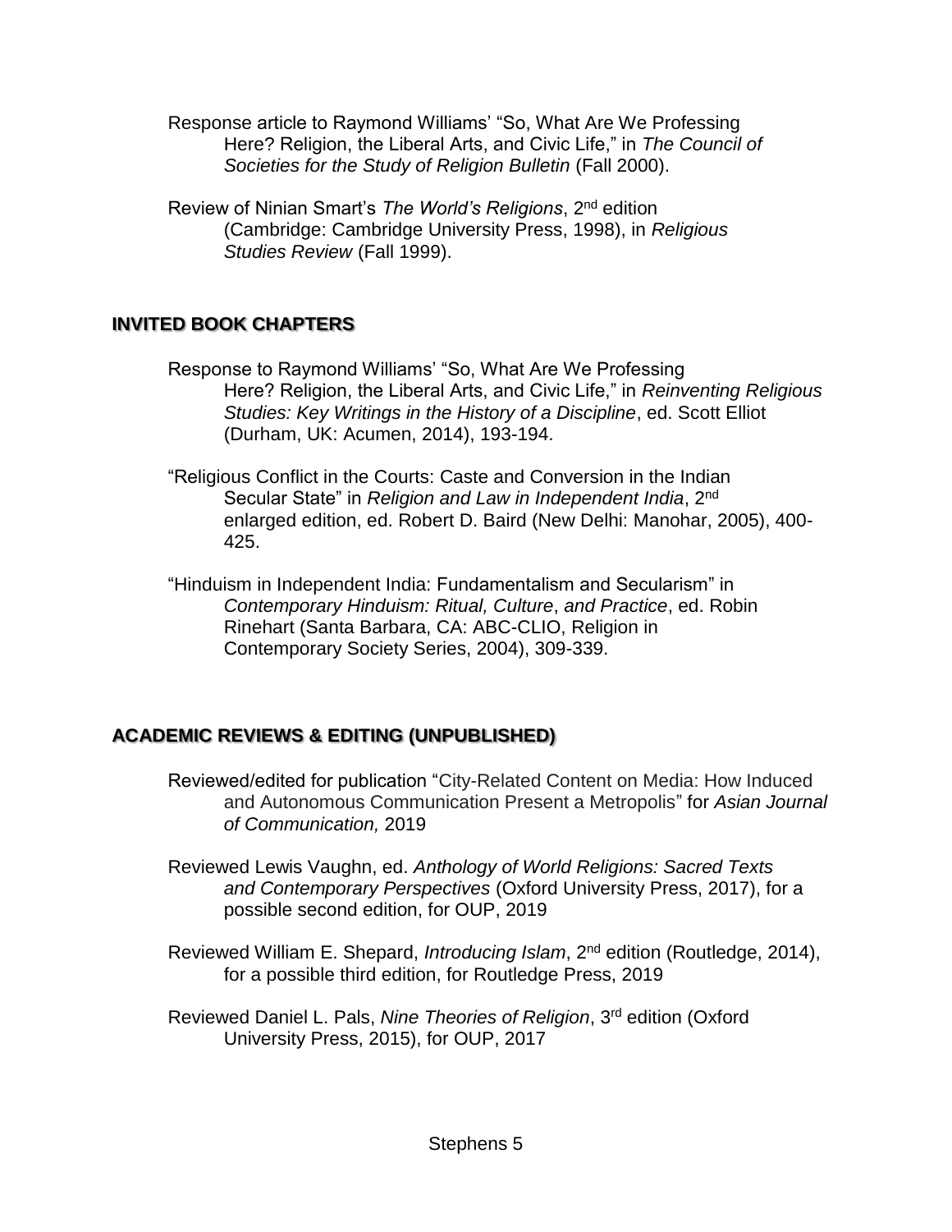Response article to Raymond Williams' "So, What Are We Professing Here? Religion, the Liberal Arts, and Civic Life," in *The Council of Societies for the Study of Religion Bulletin* (Fall 2000).

Review of Ninian Smart's *The World's Religions*, 2nd edition (Cambridge: Cambridge University Press, 1998), in *Religious Studies Review* (Fall 1999).

## INVITED BOOK CHAPTERS

Response to Raymond Williams' "So, What Are We Professing Here? Religion, the Liberal Arts, and Civic Life," in *Reinventing Religious Studies: Key Writings in the History of a Discipline*, ed. Scott Elliot (Durham, UK: Acumen, 2014), 193-194.

"Religious Conflict in the Courts: Caste and Conversion in the Indian Secular State" in *Religion and Law in Independent India*, 2nd enlarged edition, ed. Robert D. Baird (New Delhi: Manohar, 2005), 400-425.

"Hinduism in Independent India: Fundamentalism and Secularism" in *Contemporary Hinduism: Ritual, Culture, and Practice*, ed. Robin Rinehart (Santa Barbara, CA: ABC-CLIO, Religion in Contemporary Society Series, 2004), 309-339.

## ACADEMIC REVIEWS & EDITING (UNPUBLISHED)

Reviewed/edited for publication "City-Related Content on Media: How Induced and Autonomous Communication Present a Metropolis" for *Asian Journal of Communication,* 2019

Reviewed Lewis Vaughn, ed. *Anthology of World Religions: Sacred Texts and Contemporary Perspectives* (Oxford University Press, 2017), for a possible second edition, for OUP, 2019

Reviewed William E. Shepard, *Introducing Islam*, 2nd edition (Routledge, 2014), for a possible third edition, for Routledge Press, 2019

Reviewed Daniel L. Pals, *Nine Theories of Religion*, 3rd edition (Oxford University Press, 2015), for OUP, 2017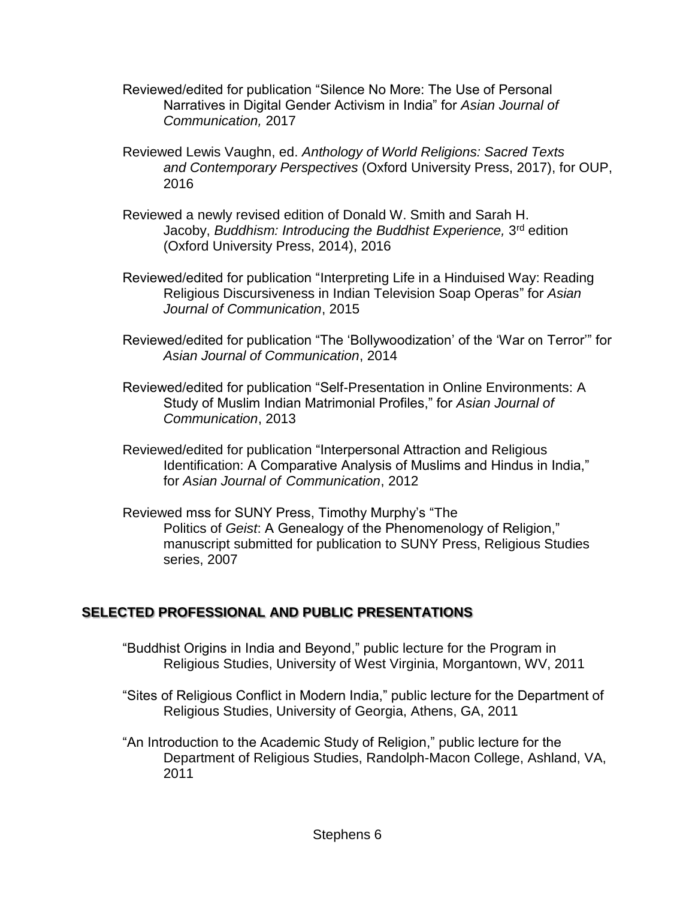Reviewed/edited for publication "Silence No More: The Use of Personal Narratives in Digital Gender Activism in India" for *Asian Journal of Communication,* 2017

Reviewed Lewis Vaughn, ed. *Anthology of World Religions: Sacred Texts and Contemporary Perspectives* (Oxford University Press, 2017), for OUP, 2016

Reviewed a newly revised edition of Donald W. Smith and Sarah H. Jacoby, *Buddhism: Introducing the Buddhist Experience,* 3rd edition (Oxford University Press, 2014), 2016

Reviewed/edited for publication "Interpreting Life in a Hinduised Way: Reading Religious Discursiveness in Indian Television Soap Operas" for *Asian Journal of Communication*, 2015

Reviewed/edited for publication "The 'Bollywoodization' of the 'War on Terror'" for *Asian Journal of Communication*, 2014

Reviewed/edited for publication "Self-Presentation in Online Environments: A Study of Muslim Indian Matrimonial Profiles," for *Asian Journal of Communication*, 2013

Reviewed/edited for publication "Interpersonal Attraction and Religious Identification: A Comparative Analysis of Muslims and Hindus in India," for *Asian Journal of Communication*, 2012

Reviewed mss for SUNY Press, Timothy Murphy's "The Politics of *Geist*: A Genealogy of the Phenomenology of Religion," manuscript submitted for publication to SUNY Press, Religious Studies series, 2007

## SELECTED PROFESSIONAL AND PUBLIC PRESENTATIONS

"Buddhist Origins in India and Beyond," public lecture for the Program in Religious Studies, University of West Virginia, Morgantown, WV, 2011

"Sites of Religious Conflict in Modern India," public lecture for the Department of Religious Studies, University of Georgia, Athens, GA, 2011

"An Introduction to the Academic Study of Religion," public lecture for the Department of Religious Studies, Randolph-Macon College, Ashland, VA, 2011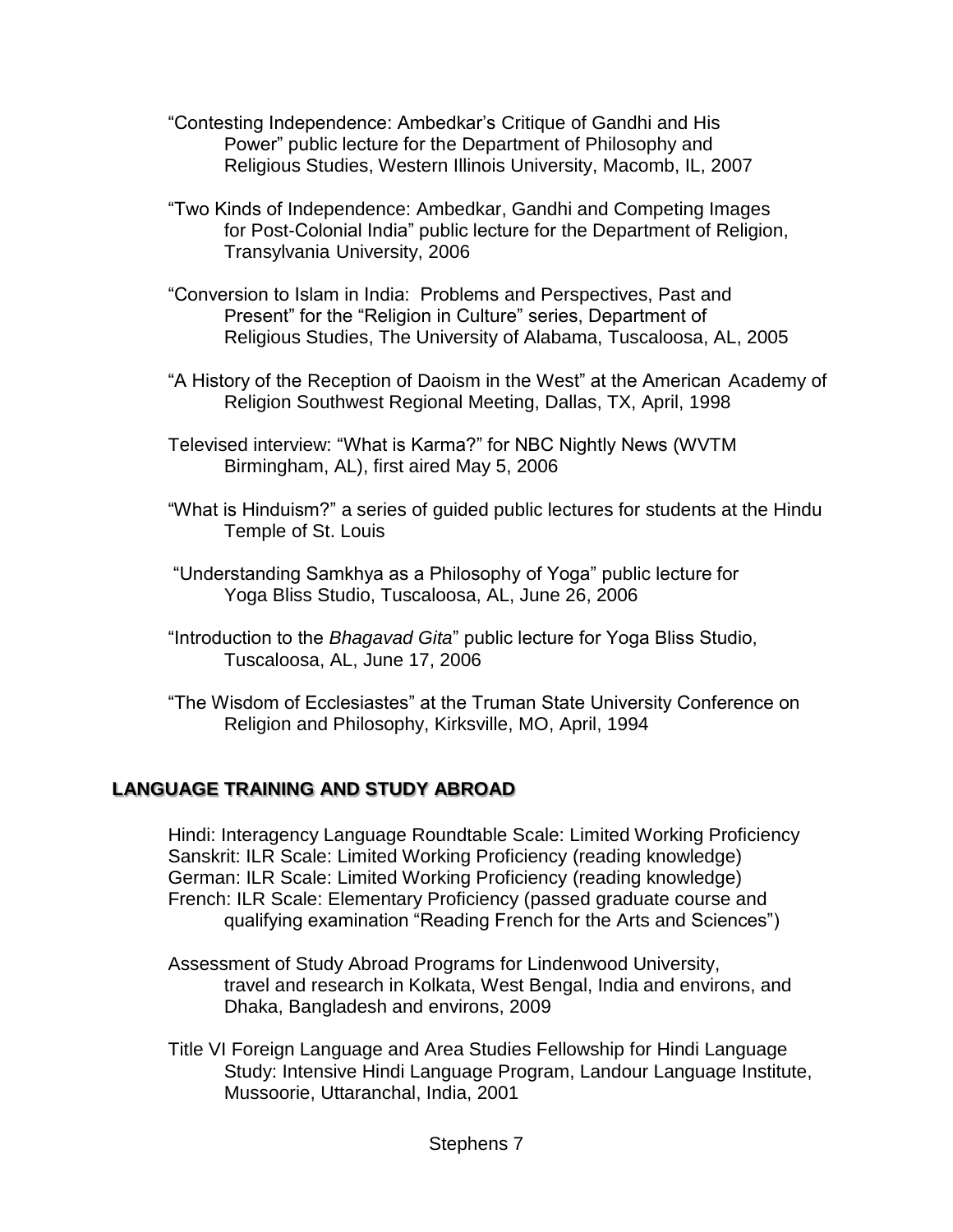"Contesting Independence: Ambedkar's Critique of Gandhi and His Power" public lecture for the Department of Philosophy and Religious Studies, Western Illinois University, Macomb, IL, 2007

"Two Kinds of Independence: Ambedkar, Gandhi and Competing Images for Post-Colonial India" public lecture for the Department of Religion, Transylvania University, 2006

"Conversion to Islam in India: Problems and Perspectives, Past and Present" for the "Religion in Culture" series, Department of Religious Studies, The University of Alabama, Tuscaloosa, AL, 2005

"A History of the Reception of Daoism in the West" at the American Academy of Religion Southwest Regional Meeting, Dallas, TX, April, 1998

Televised interview: "What is Karma?" for NBC Nightly News (WVTM Birmingham, AL), first aired May 5, 2006

"What is Hinduism?" a series of guided public lectures for students at the Hindu Temple of St. Louis

"Understanding Samkhya as a Philosophy of Yoga" public lecture for Yoga Bliss Studio, Tuscaloosa, AL, June 26, 2006

"Introduction to the *Bhagavad Gita*" public lecture for Yoga Bliss Studio, Tuscaloosa, AL, June 17, 2006

"The Wisdom of Ecclesiastes" at the Truman State University Conference on Religion and Philosophy, Kirksville, MO, April, 1994

## LANGUAGE TRAINING AND STUDY ABROAD

Hindi: Interagency Language Roundtable Scale: Limited Working Proficiency
Sanskrit: ILR Scale: Limited Working Proficiency (reading knowledge)
German: ILR Scale: Limited Working Proficiency (reading knowledge)
French: ILR Scale: Elementary Proficiency (passed graduate course and qualifying examination "Reading French for the Arts and Sciences")

Assessment of Study Abroad Programs for Lindenwood University, travel and research in Kolkata, West Bengal, India and environs, and Dhaka, Bangladesh and environs, 2009

Title VI Foreign Language and Area Studies Fellowship for Hindi Language Study: Intensive Hindi Language Program, Landour Language Institute, Mussoorie, Uttaranchal, India, 2001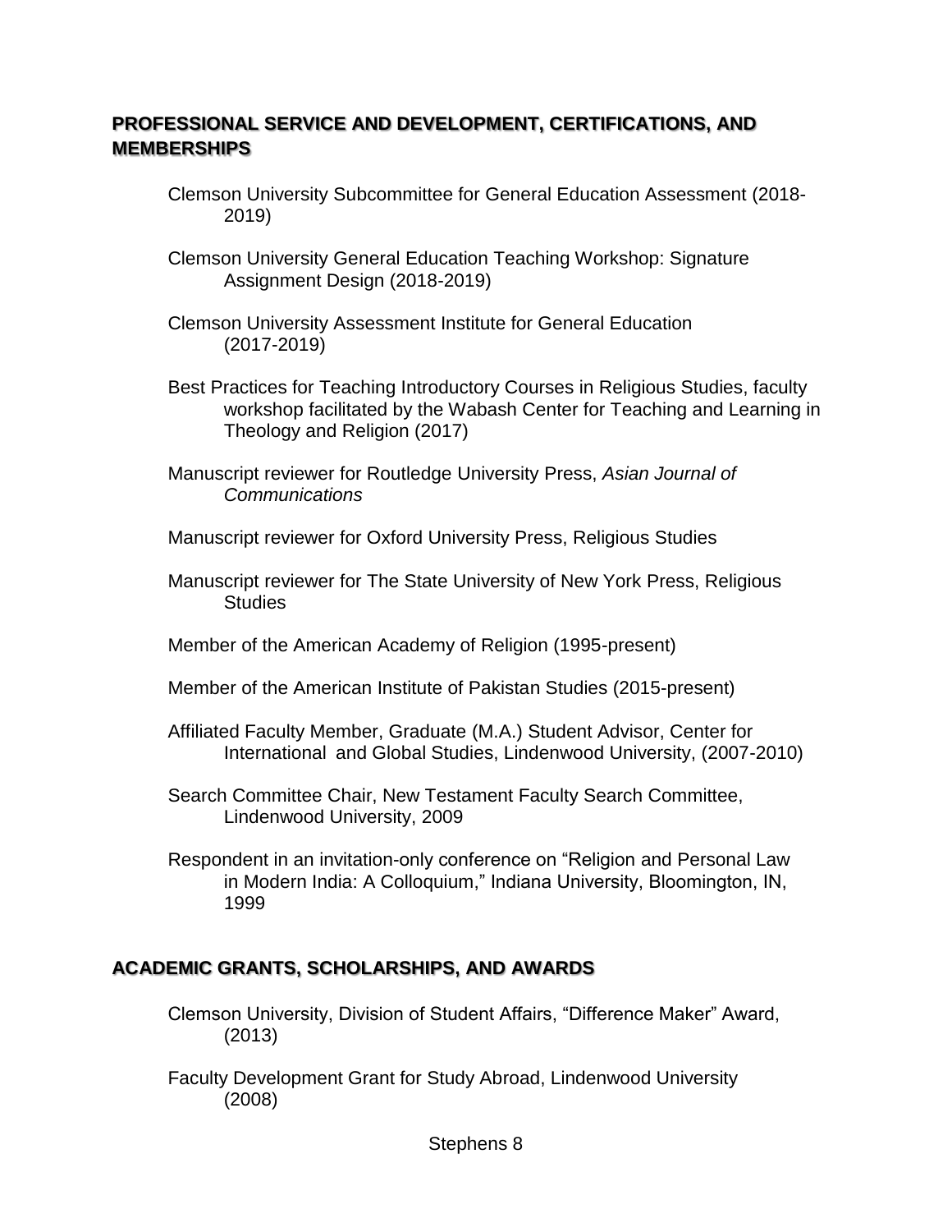## PROFESSIONAL SERVICE AND DEVELOPMENT, CERTIFICATIONS, AND MEMBERSHIPS

Clemson University Subcommittee for General Education Assessment (2018-2019)

Clemson University General Education Teaching Workshop: Signature Assignment Design (2018-2019)

Clemson University Assessment Institute for General Education (2017-2019)

Best Practices for Teaching Introductory Courses in Religious Studies, faculty workshop facilitated by the Wabash Center for Teaching and Learning in Theology and Religion (2017)

Manuscript reviewer for Routledge University Press, *Asian Journal of Communications*

Manuscript reviewer for Oxford University Press, Religious Studies

Manuscript reviewer for The State University of New York Press, Religious Studies

Member of the American Academy of Religion (1995-present)

Member of the American Institute of Pakistan Studies (2015-present)

Affiliated Faculty Member, Graduate (M.A.) Student Advisor, Center for International and Global Studies, Lindenwood University, (2007-2010)

Search Committee Chair, New Testament Faculty Search Committee, Lindenwood University, 2009

Respondent in an invitation-only conference on "Religion and Personal Law in Modern India: A Colloquium," Indiana University, Bloomington, IN, 1999

## ACADEMIC GRANTS, SCHOLARSHIPS, AND AWARDS

Clemson University, Division of Student Affairs, "Difference Maker" Award, (2013)

Faculty Development Grant for Study Abroad, Lindenwood University (2008)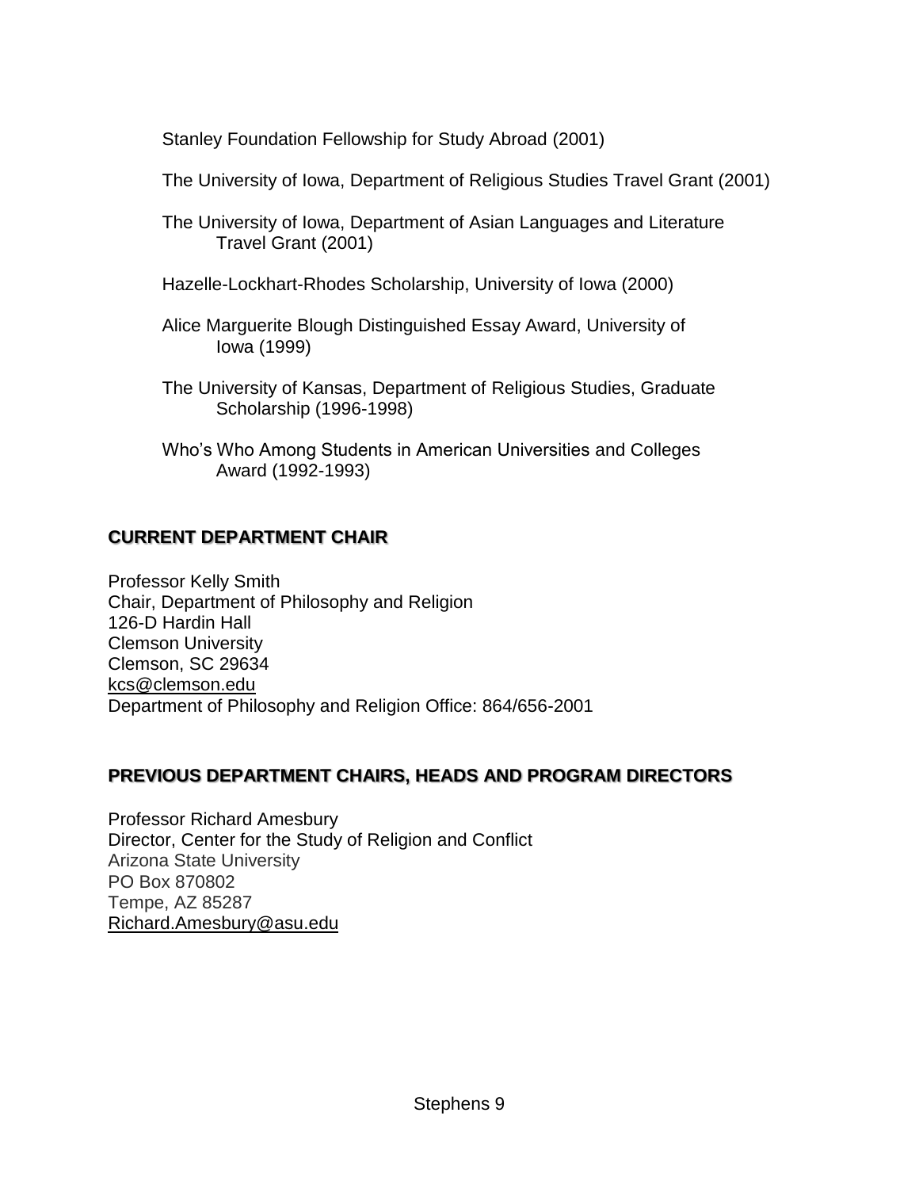Stanley Foundation Fellowship for Study Abroad (2001)

The University of Iowa, Department of Religious Studies Travel Grant (2001)

The University of Iowa, Department of Asian Languages and Literature Travel Grant (2001)

Hazelle-Lockhart-Rhodes Scholarship, University of Iowa (2000)

Alice Marguerite Blough Distinguished Essay Award, University of Iowa (1999)

The University of Kansas, Department of Religious Studies, Graduate Scholarship (1996-1998)

Who's Who Among Students in American Universities and Colleges Award (1992-1993)

## CURRENT DEPARTMENT CHAIR

Professor Kelly Smith
Chair, Department of Philosophy and Religion
126-D Hardin Hall
Clemson University
Clemson, SC 29634
kcs@clemson.edu
Department of Philosophy and Religion Office: 864/656-2001

## PREVIOUS DEPARTMENT CHAIRS, HEADS AND PROGRAM DIRECTORS

Professor Richard Amesbury
Director, Center for the Study of Religion and Conflict
Arizona State University
PO Box 870802
Tempe, AZ 85287
Richard.Amesbury@asu.edu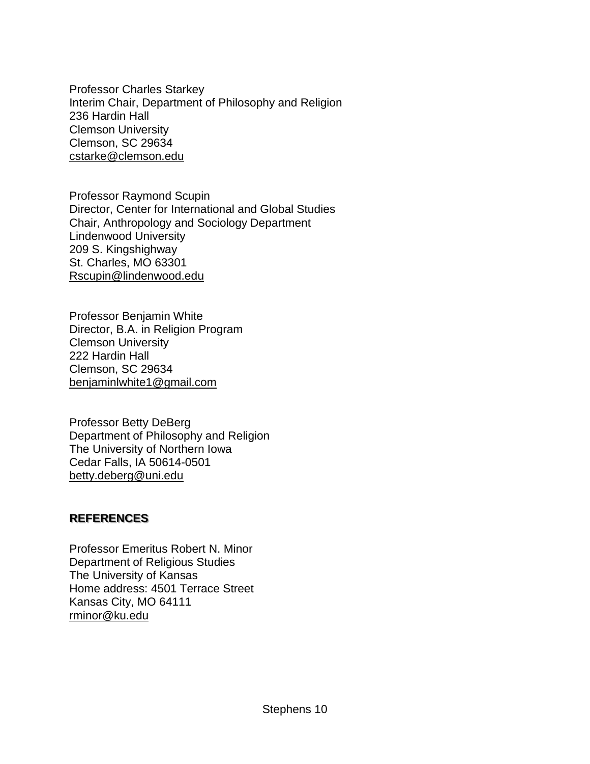Professor Charles Starkey
Interim Chair, Department of Philosophy and Religion
236 Hardin Hall
Clemson University
Clemson, SC 29634
cstarke@clemson.edu

Professor Raymond Scupin
Director, Center for International and Global Studies
Chair, Anthropology and Sociology Department
Lindenwood University
209 S. Kingshighway
St. Charles, MO 63301
Rscupin@lindenwood.edu

Professor Benjamin White
Director, B.A. in Religion Program
Clemson University
222 Hardin Hall
Clemson, SC 29634
benjaminlwhite1@gmail.com

Professor Betty DeBerg
Department of Philosophy and Religion
The University of Northern Iowa
Cedar Falls, IA 50614-0501
betty.deberg@uni.edu

## REFERENCES

Professor Emeritus Robert N. Minor
Department of Religious Studies
The University of Kansas
Home address: 4501 Terrace Street
Kansas City, MO 64111
rminor@ku.edu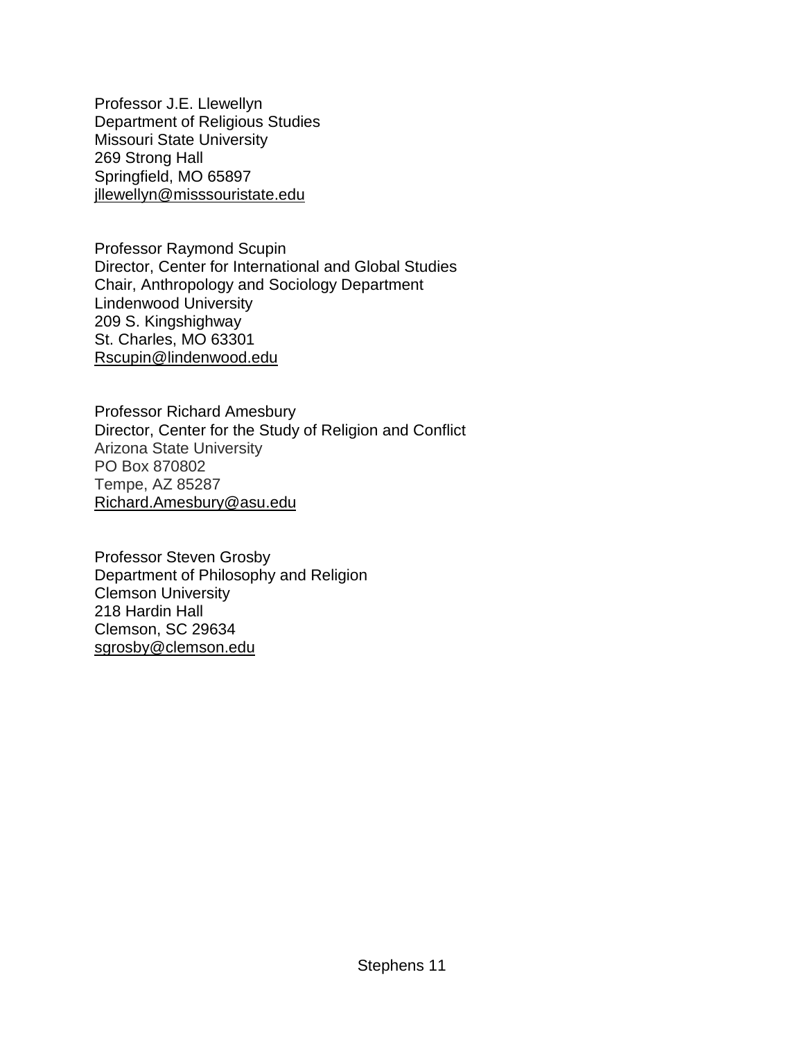Professor J.E. Llewellyn
Department of Religious Studies
Missouri State University
269 Strong Hall
Springfield, MO 65897
jllewellyn@misssouristate.edu

Professor Raymond Scupin
Director, Center for International and Global Studies
Chair, Anthropology and Sociology Department
Lindenwood University
209 S. Kingshighway
St. Charles, MO 63301
Rscupin@lindenwood.edu

Professor Richard Amesbury
Director, Center for the Study of Religion and Conflict
Arizona State University
PO Box 870802
Tempe, AZ 85287
Richard.Amesbury@asu.edu

Professor Steven Grosby
Department of Philosophy and Religion
Clemson University
218 Hardin Hall
Clemson, SC 29634
sgrosby@clemson.edu